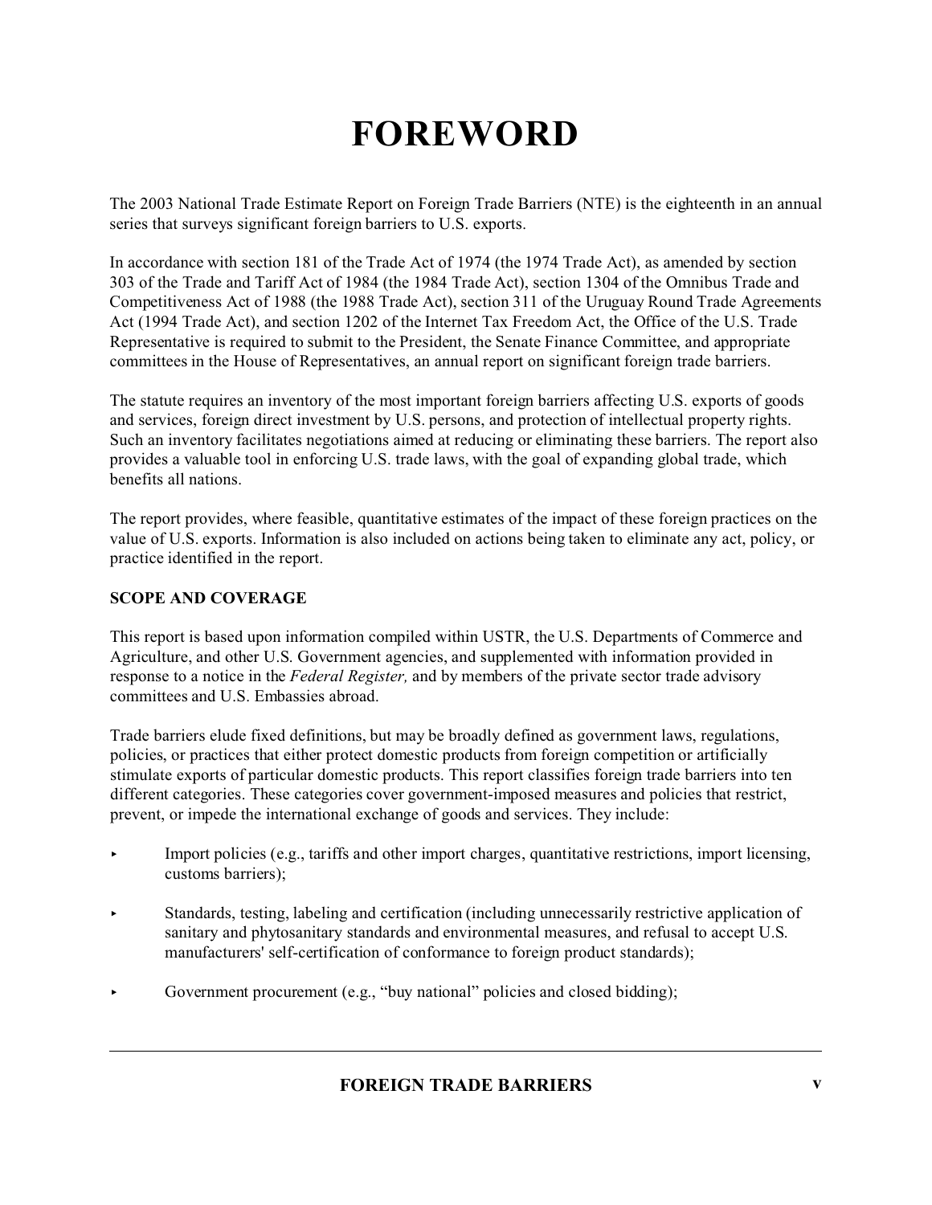# FOREWORD

The 2003 National Trade Estimate Report on Foreign Trade Barriers (NTE) is the eighteenth in an annual series that surveys significant foreign barriers to U.S. exports.

In accordance with section 181 of the Trade Act of 1974 (the 1974 Trade Act), as amended by section 303 of the Trade and Tariff Act of 1984 (the 1984 Trade Act), section 1304 of the Omnibus Trade and Competitiveness Act of 1988 (the 1988 Trade Act), section 311 of the Uruguay Round Trade Agreements Act (1994 Trade Act), and section 1202 of the Internet Tax Freedom Act, the Office of the U.S. Trade Representative is required to submit to the President, the Senate Finance Committee, and appropriate committees in the House of Representatives, an annual report on significant foreign trade barriers.

The statute requires an inventory of the most important foreign barriers affecting U.S. exports of goods and services, foreign direct investment by U.S. persons, and protection of intellectual property rights. Such an inventory facilitates negotiations aimed at reducing or eliminating these barriers. The report also provides a valuable tool in enforcing U.S. trade laws, with the goal of expanding global trade, which benefits all nations.

The report provides, where feasible, quantitative estimates of the impact of these foreign practices on the value of U.S. exports. Information is also included on actions being taken to eliminate any act, policy, or practice identified in the report.

**SCOPE AND COVERAGE**

This report is based upon information compiled within USTR, the U.S. Departments of Commerce and Agriculture, and other U.S. Government agencies, and supplemented with information provided in response to a notice in the *Federal Register,* and by members of the private sector trade advisory committees and U.S. Embassies abroad.

Trade barriers elude fixed definitions, but may be broadly defined as government laws, regulations, policies, or practices that either protect domestic products from foreign competition or artificially stimulate exports of particular domestic products. This report classifies foreign trade barriers into ten different categories. These categories cover government-imposed measures and policies that restrict, prevent, or impede the international exchange of goods and services. They include:

- Import policies (e.g., tariffs and other import charges, quantitative restrictions, import licensing, customs barriers);
- Standards, testing, labeling and certification (including unnecessarily restrictive application of sanitary and phytosanitary standards and environmental measures, and refusal to accept U.S. manufacturers' self-certification of conformance to foreign product standards);
- Government procurement (e.g., “buy national” policies and closed bidding);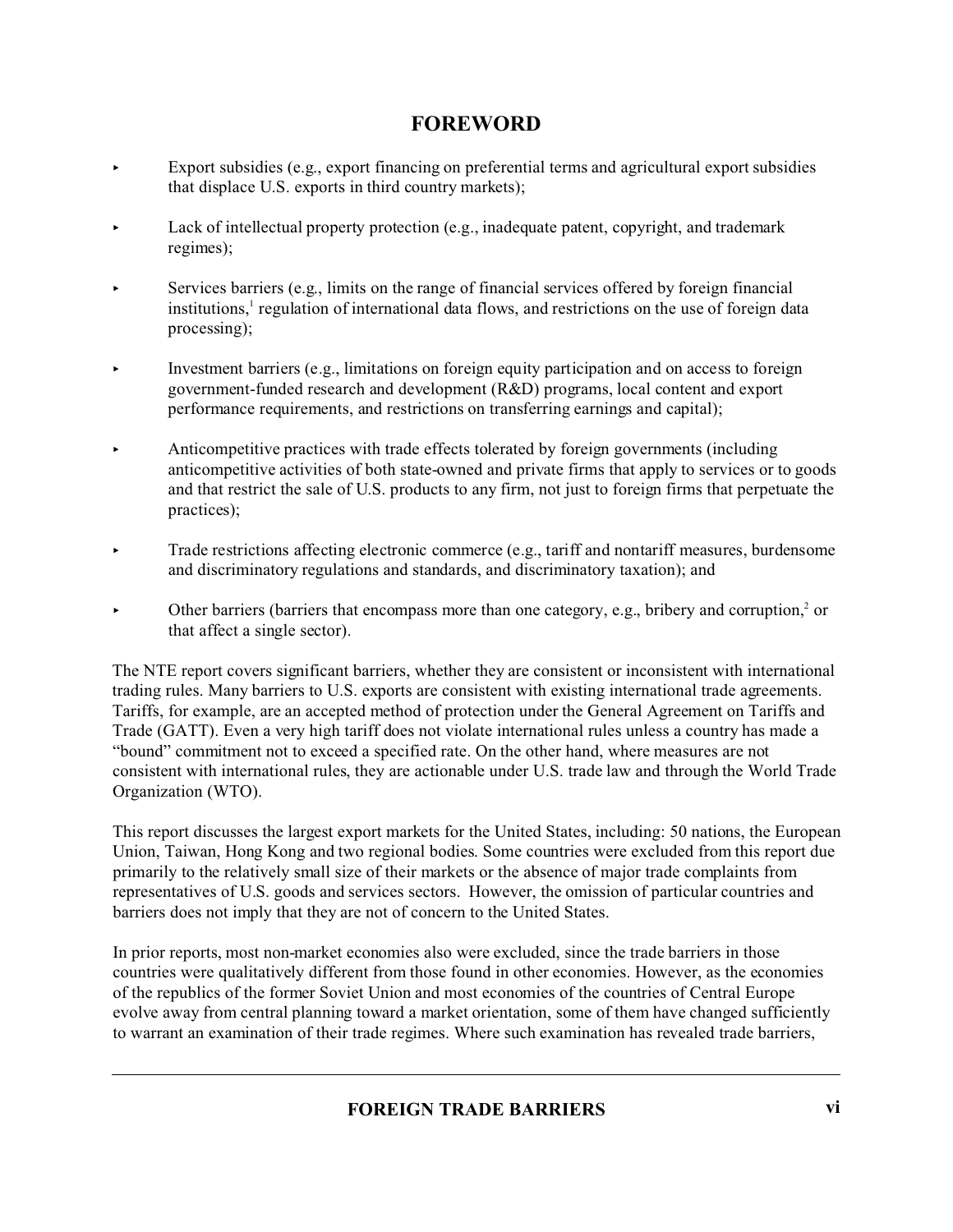# FOREWORD

- Export subsidies (e.g., export financing on preferential terms and agricultural export subsidies that displace U.S. exports in third country markets);

- Lack of intellectual property protection (e.g., inadequate patent, copyright, and trademark regimes);

- Services barriers (e.g., limits on the range of financial services offered by foreign financial institutions,[1] regulation of international data flows, and restrictions on the use of foreign data processing);

- Investment barriers (e.g., limitations on foreign equity participation and on access to foreign government-funded research and development (R&D) programs, local content and export performance requirements, and restrictions on transferring earnings and capital);

- Anticompetitive practices with trade effects tolerated by foreign governments (including anticompetitive activities of both state-owned and private firms that apply to services or to goods and that restrict the sale of U.S. products to any firm, not just to foreign firms that perpetuate the practices);

- Trade restrictions affecting electronic commerce (e.g., tariff and nontariff measures, burdensome and discriminatory regulations and standards, and discriminatory taxation); and

- Other barriers (barriers that encompass more than one category, e.g., bribery and corruption,[2] or that affect a single sector).

The NTE report covers significant barriers, whether they are consistent or inconsistent with international trading rules. Many barriers to U.S. exports are consistent with existing international trade agreements. Tariffs, for example, are an accepted method of protection under the General Agreement on Tariffs and Trade (GATT). Even a very high tariff does not violate international rules unless a country has made a "bound" commitment not to exceed a specified rate. On the other hand, where measures are not consistent with international rules, they are actionable under U.S. trade law and through the World Trade Organization (WTO).

This report discusses the largest export markets for the United States, including: 50 nations, the European Union, Taiwan, Hong Kong and two regional bodies. Some countries were excluded from this report due primarily to the relatively small size of their markets or the absence of major trade complaints from representatives of U.S. goods and services sectors. However, the omission of particular countries and barriers does not imply that they are not of concern to the United States.

In prior reports, most non-market economies also were excluded, since the trade barriers in those countries were qualitatively different from those found in other economies. However, as the economies of the republics of the former Soviet Union and most economies of the countries of Central Europe evolve away from central planning toward a market orientation, some of them have changed sufficiently to warrant an examination of their trade regimes. Where such examination has revealed trade barriers,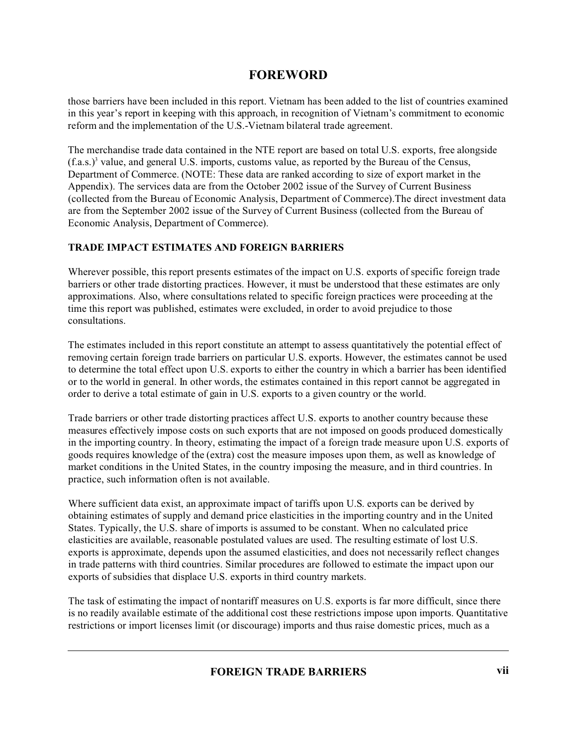# FOREWORD

those barriers have been included in this report. Vietnam has been added to the list of countries examined in this year's report in keeping with this approach, in recognition of Vietnam's commitment to economic reform and the implementation of the U.S.-Vietnam bilateral trade agreement.

The merchandise trade data contained in the NTE report are based on total U.S. exports, free alongside (f.a.s.)[3] value, and general U.S. imports, customs value, as reported by the Bureau of the Census, Department of Commerce. (NOTE: These data are ranked according to size of export market in the Appendix). The services data are from the October 2002 issue of the Survey of Current Business (collected from the Bureau of Economic Analysis, Department of Commerce).The direct investment data are from the September 2002 issue of the Survey of Current Business (collected from the Bureau of Economic Analysis, Department of Commerce).

**TRADE IMPACT ESTIMATES AND FOREIGN BARRIERS**

Wherever possible, this report presents estimates of the impact on U.S. exports of specific foreign trade barriers or other trade distorting practices. However, it must be understood that these estimates are only approximations. Also, where consultations related to specific foreign practices were proceeding at the time this report was published, estimates were excluded, in order to avoid prejudice to those consultations.

The estimates included in this report constitute an attempt to assess quantitatively the potential effect of removing certain foreign trade barriers on particular U.S. exports. However, the estimates cannot be used to determine the total effect upon U.S. exports to either the country in which a barrier has been identified or to the world in general. In other words, the estimates contained in this report cannot be aggregated in order to derive a total estimate of gain in U.S. exports to a given country or the world.

Trade barriers or other trade distorting practices affect U.S. exports to another country because these measures effectively impose costs on such exports that are not imposed on goods produced domestically in the importing country. In theory, estimating the impact of a foreign trade measure upon U.S. exports of goods requires knowledge of the (extra) cost the measure imposes upon them, as well as knowledge of market conditions in the United States, in the country imposing the measure, and in third countries. In practice, such information often is not available.

Where sufficient data exist, an approximate impact of tariffs upon U.S. exports can be derived by obtaining estimates of supply and demand price elasticities in the importing country and in the United States. Typically, the U.S. share of imports is assumed to be constant. When no calculated price elasticities are available, reasonable postulated values are used. The resulting estimate of lost U.S. exports is approximate, depends upon the assumed elasticities, and does not necessarily reflect changes in trade patterns with third countries. Similar procedures are followed to estimate the impact upon our exports of subsidies that displace U.S. exports in third country markets.

The task of estimating the impact of nontariff measures on U.S. exports is far more difficult, since there is no readily available estimate of the additional cost these restrictions impose upon imports. Quantitative restrictions or import licenses limit (or discourage) imports and thus raise domestic prices, much as a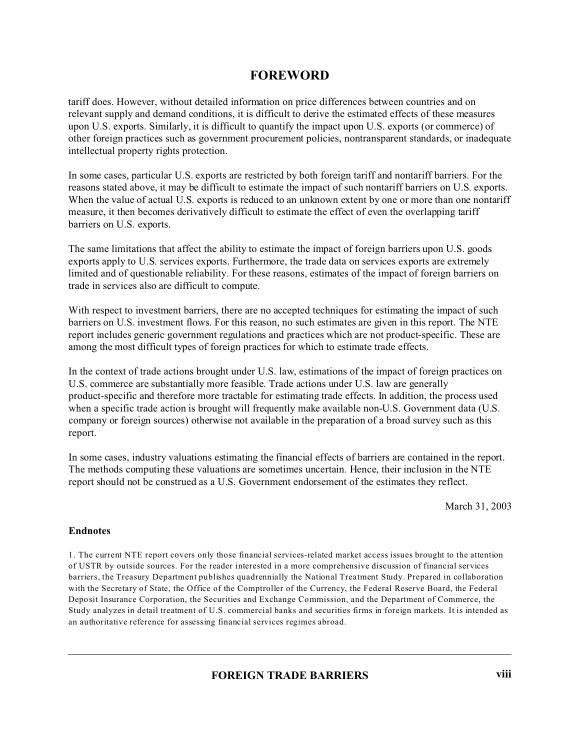# FOREWORD

tariff does. However, without detailed information on price differences between countries and on relevant supply and demand conditions, it is difficult to derive the estimated effects of these measures upon U.S. exports. Similarly, it is difficult to quantify the impact upon U.S. exports (or commerce) of other foreign practices such as government procurement policies, nontransparent standards, or inadequate intellectual property rights protection.

In some cases, particular U.S. exports are restricted by both foreign tariff and nontariff barriers. For the reasons stated above, it may be difficult to estimate the impact of such nontariff barriers on U.S. exports. When the value of actual U.S. exports is reduced to an unknown extent by one or more than one nontariff measure, it then becomes derivatively difficult to estimate the effect of even the overlapping tariff barriers on U.S. exports.

The same limitations that affect the ability to estimate the impact of foreign barriers upon U.S. goods exports apply to U.S. services exports. Furthermore, the trade data on services exports are extremely limited and of questionable reliability. For these reasons, estimates of the impact of foreign barriers on trade in services also are difficult to compute.

With respect to investment barriers, there are no accepted techniques for estimating the impact of such barriers on U.S. investment flows. For this reason, no such estimates are given in this report. The NTE report includes generic government regulations and practices which are not product-specific. These are among the most difficult types of foreign practices for which to estimate trade effects.

In the context of trade actions brought under U.S. law, estimations of the impact of foreign practices on U.S. commerce are substantially more feasible. Trade actions under U.S. law are generally product-specific and therefore more tractable for estimating trade effects. In addition, the process used when a specific trade action is brought will frequently make available non-U.S. Government data (U.S. company or foreign sources) otherwise not available in the preparation of a broad survey such as this report.

In some cases, industry valuations estimating the financial effects of barriers are contained in the report. The methods computing these valuations are sometimes uncertain. Hence, their inclusion in the NTE report should not be construed as a U.S. Government endorsement of the estimates they reflect.

March 31, 2003

**Endnotes**

1. The current NTE report covers only those financial services-related market access issues brought to the attention of USTR by outside sources. For the reader interested in a more comprehensive discussion of financial services barriers, the Treasury Department publishes quadrennially the National Treatment Study. Prepared in collaboration with the Secretary of State, the Office of the Comptroller of the Currency, the Federal Reserve Board, the Federal Deposit Insurance Corporation, the Securities and Exchange Commission, and the Department of Commerce, the Study analyzes in detail treatment of U.S. commercial banks and securities firms in foreign markets. It is intended as an authoritative reference for assessing financial services regimes abroad.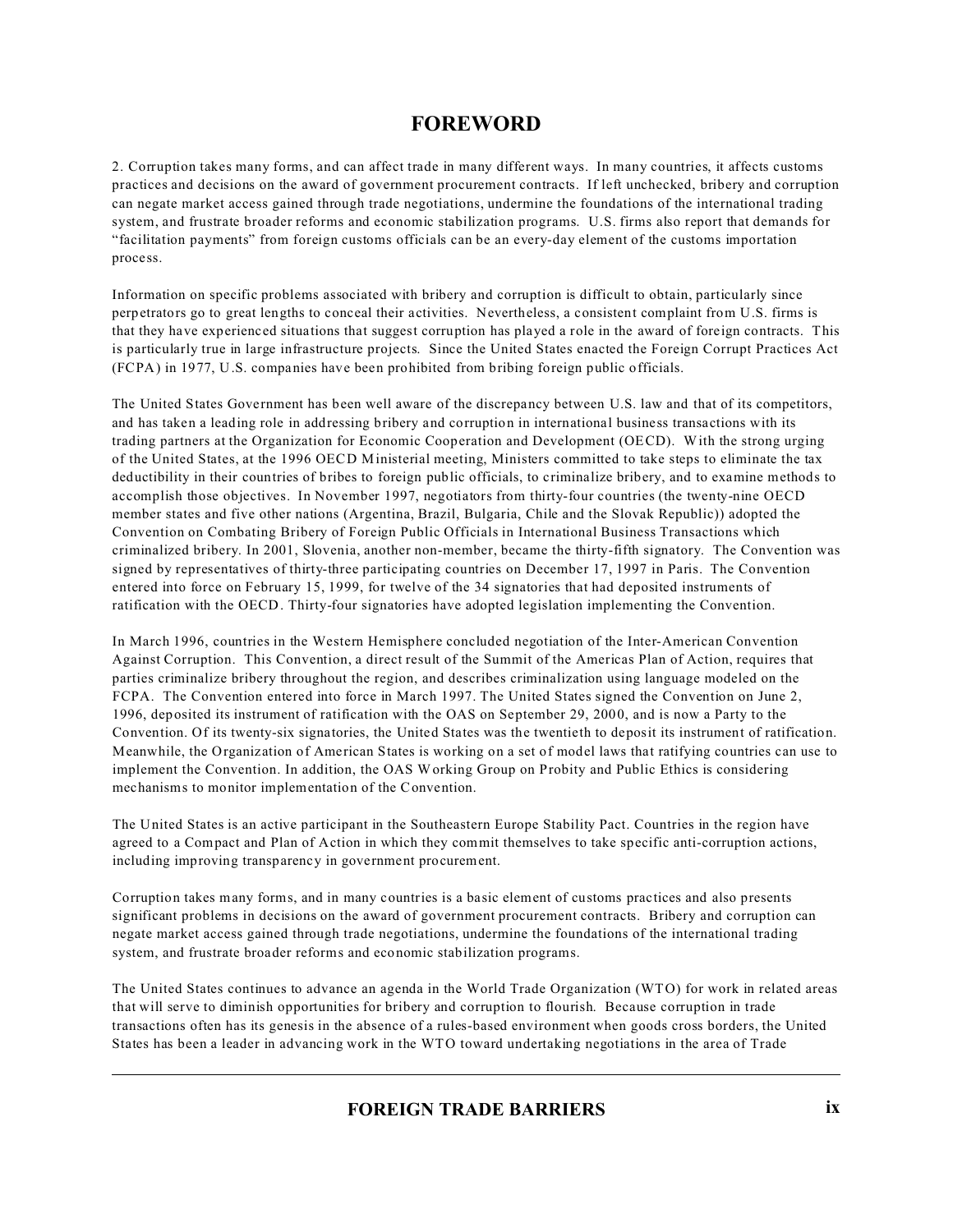## FOREWORD

2. Corruption takes many forms, and can affect trade in many different ways. In many countries, it affects customs practices and decisions on the award of government procurement contracts. If left unchecked, bribery and corruption can negate market access gained through trade negotiations, undermine the foundations of the international trading system, and frustrate broader reforms and economic stabilization programs. U.S. firms also report that demands for "facilitation payments" from foreign customs officials can be an every-day element of the customs importation process.

Information on specific problems associated with bribery and corruption is difficult to obtain, particularly since perpetrators go to great lengths to conceal their activities. Nevertheless, a consistent complaint from U.S. firms is that they have experienced situations that suggest corruption has played a role in the award of foreign contracts. This is particularly true in large infrastructure projects. Since the United States enacted the Foreign Corrupt Practices Act (FCPA) in 1977, U.S. companies have been prohibited from bribing foreign public officials.

The United States Government has been well aware of the discrepancy between U.S. law and that of its competitors, and has taken a leading role in addressing bribery and corruption in international business transactions with its trading partners at the Organization for Economic Cooperation and Development (OECD). With the strong urging of the United States, at the 1996 OECD Ministerial meeting, Ministers committed to take steps to eliminate the tax deductibility in their countries of bribes to foreign public officials, to criminalize bribery, and to examine methods to accomplish those objectives. In November 1997, negotiators from thirty-four countries (the twenty-nine OECD member states and five other nations (Argentina, Brazil, Bulgaria, Chile and the Slovak Republic)) adopted the Convention on Combating Bribery of Foreign Public Officials in International Business Transactions which criminalized bribery. In 2001, Slovenia, another non-member, became the thirty-fifth signatory. The Convention was signed by representatives of thirty-three participating countries on December 17, 1997 in Paris. The Convention entered into force on February 15, 1999, for twelve of the 34 signatories that had deposited instruments of ratification with the OECD. Thirty-four signatories have adopted legislation implementing the Convention.

In March 1996, countries in the Western Hemisphere concluded negotiation of the Inter-American Convention Against Corruption. This Convention, a direct result of the Summit of the Americas Plan of Action, requires that parties criminalize bribery throughout the region, and describes criminalization using language modeled on the FCPA. The Convention entered into force in March 1997. The United States signed the Convention on June 2, 1996, deposited its instrument of ratification with the OAS on September 29, 2000, and is now a Party to the Convention. Of its twenty-six signatories, the United States was the twentieth to deposit its instrument of ratification. Meanwhile, the Organization of American States is working on a set of model laws that ratifying countries can use to implement the Convention. In addition, the OAS Working Group on Probity and Public Ethics is considering mechanisms to monitor implementation of the Convention.

The United States is an active participant in the Southeastern Europe Stability Pact. Countries in the region have agreed to a Compact and Plan of Action in which they commit themselves to take specific anti-corruption actions, including improving transparency in government procurement.

Corruption takes many forms, and in many countries is a basic element of customs practices and also presents significant problems in decisions on the award of government procurement contracts. Bribery and corruption can negate market access gained through trade negotiations, undermine the foundations of the international trading system, and frustrate broader reforms and economic stabilization programs.

The United States continues to advance an agenda in the World Trade Organization (WTO) for work in related areas that will serve to diminish opportunities for bribery and corruption to flourish. Because corruption in trade transactions often has its genesis in the absence of a rules-based environment when goods cross borders, the United States has been a leader in advancing work in the WTO toward undertaking negotiations in the area of Trade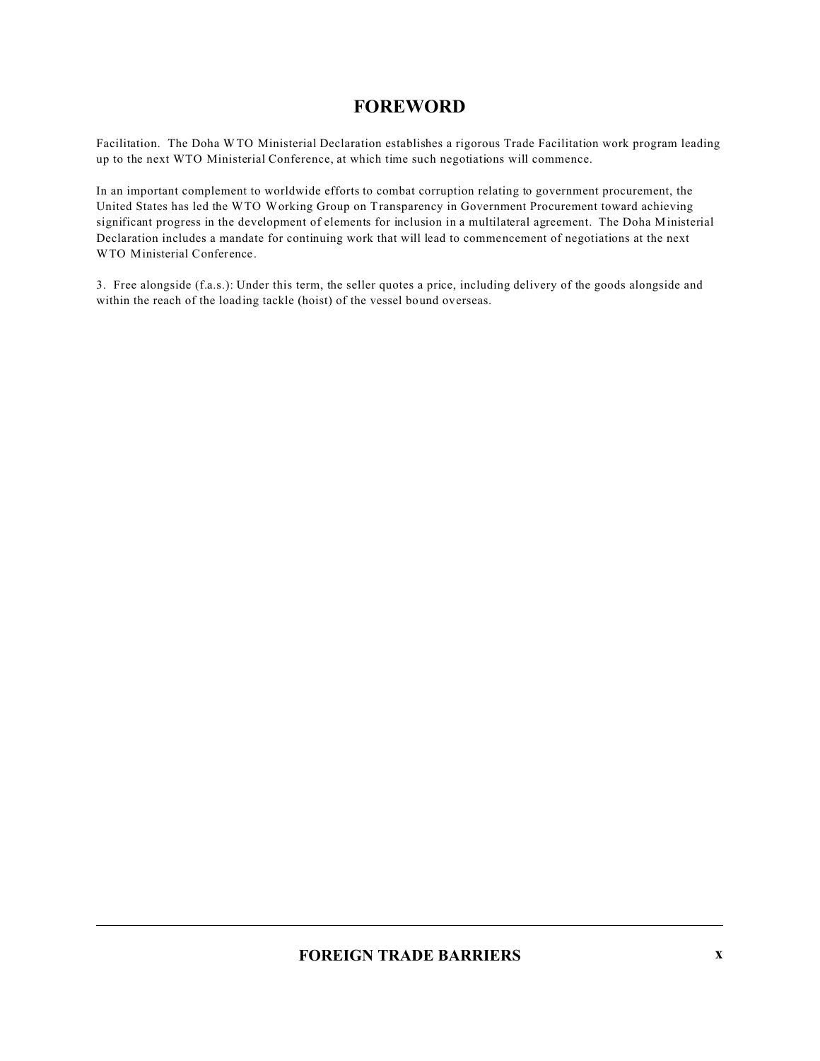# FOREWORD

Facilitation. The Doha WTO Ministerial Declaration establishes a rigorous Trade Facilitation work program leading up to the next WTO Ministerial Conference, at which time such negotiations will commence.

In an important complement to worldwide efforts to combat corruption relating to government procurement, the United States has led the WTO Working Group on Transparency in Government Procurement toward achieving significant progress in the development of elements for inclusion in a multilateral agreement. The Doha Ministerial Declaration includes a mandate for continuing work that will lead to commencement of negotiations at the next WTO Ministerial Conference.

3. Free alongside (f.a.s.): Under this term, the seller quotes a price, including delivery of the goods alongside and within the reach of the loading tackle (hoist) of the vessel bound overseas.